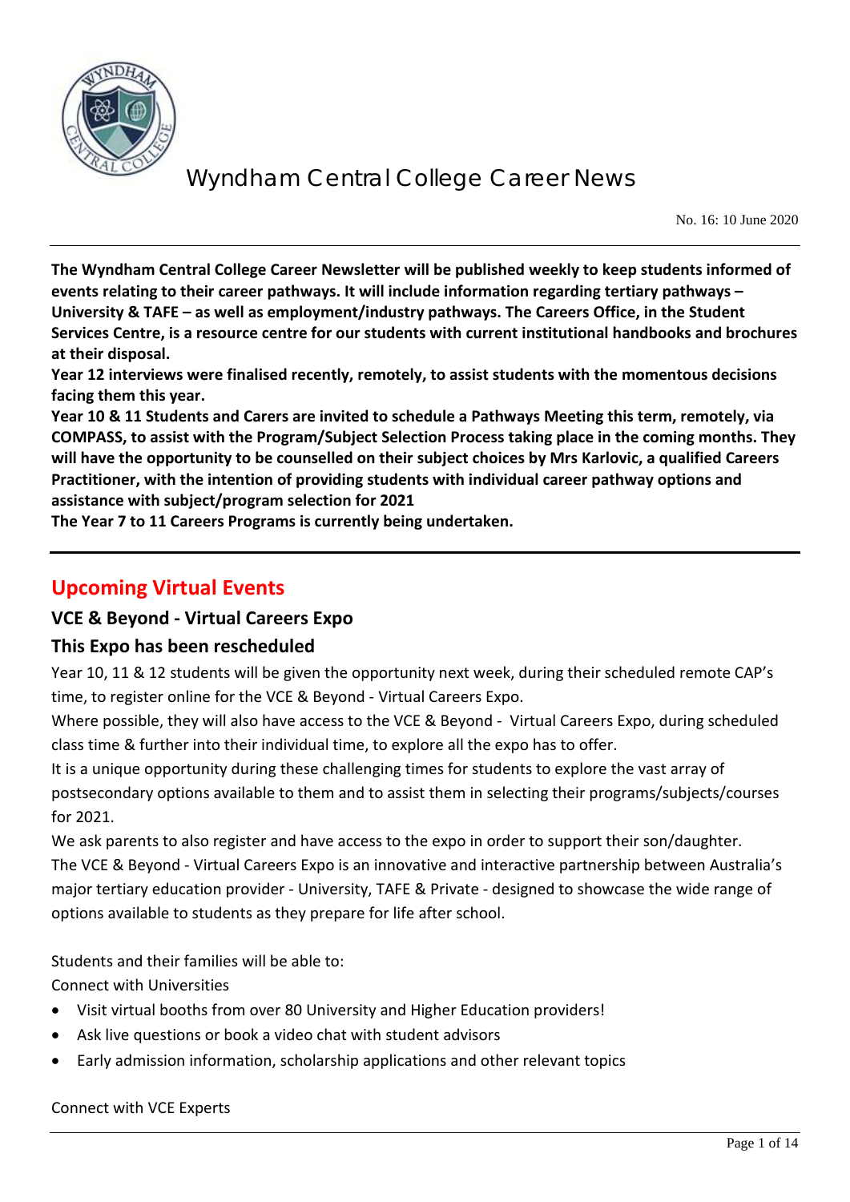# Wyndham Central College Career News

No. 16: 10 June 2020

**The Wyndham Central College Career Newsletter will be published weekly to keep students informed of events relating to their career pathways. It will include information regarding tertiary pathways – University & TAFE – as well as employment/industry pathways. The Careers Office, in the Student Services Centre, is a resource centre for our students with current institutional handbooks and brochures at their disposal.**

**Year 12 interviews were finalised recently, remotely, to assist students with the momentous decisions facing them this year.**

**Year 10 & 11 Students and Carers are invited to schedule a Pathways Meeting this term, remotely, via COMPASS, to assist with the Program/Subject Selection Process taking place in the coming months. They will have the opportunity to be counselled on their subject choices by Mrs Karlovic, a qualified Careers Practitioner, with the intention of providing students with individual career pathway options and assistance with subject/program selection for 2021**

**The Year 7 to 11 Careers Programs is currently being undertaken.**

## Upcoming Virtual Events

### VCE & Beyond - Virtual Careers Expo

### This Expo has been rescheduled

Year 10, 11 & 12 students will be given the opportunity next week, during their scheduled remote CAP's time, to register online for the VCE & Beyond - Virtual Careers Expo.

Where possible, they will also have access to the VCE & Beyond - Virtual Careers Expo, during scheduled class time & further into their individual time, to explore all the expo has to offer.

It is a unique opportunity during these challenging times for students to explore the vast array of postsecondary options available to them and to assist them in selecting their programs/subjects/courses for 2021.

We ask parents to also register and have access to the expo in order to support their son/daughter.

The VCE & Beyond - Virtual Careers Expo is an innovative and interactive partnership between Australia's major tertiary education provider - University, TAFE & Private - designed to showcase the wide range of options available to students as they prepare for life after school.

Students and their families will be able to:

Connect with Universities

- Visit virtual booths from over 80 University and Higher Education providers!
- Ask live questions or book a video chat with student advisors
- Early admission information, scholarship applications and other relevant topics

Connect with VCE Experts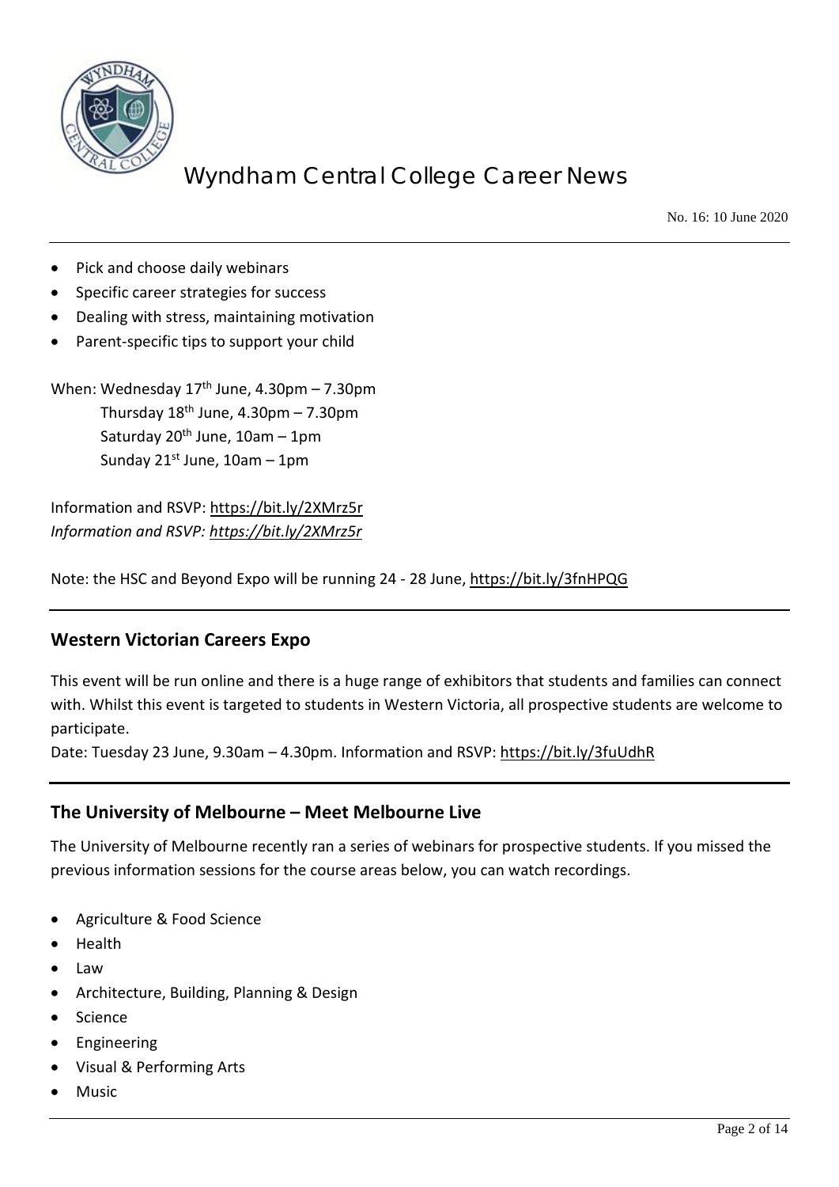- Pick and choose daily webinars
- Specific career strategies for success
- Dealing with stress, maintaining motivation
- Parent-specific tips to support your child

When: Wednesday 17th June, 4.30pm – 7.30pm
Thursday 18th June, 4.30pm – 7.30pm
Saturday 20th June, 10am – 1pm
Sunday 21st June, 10am – 1pm

Information and RSVP: https://bit.ly/2XMrz5r
*Information and RSVP: https://bit.ly/2XMrz5r*

Note: the HSC and Beyond Expo will be running 24 - 28 June, https://bit.ly/3fnHPQG

## Western Victorian Careers Expo

This event will be run online and there is a huge range of exhibitors that students and families can connect with. Whilst this event is targeted to students in Western Victoria, all prospective students are welcome to participate.
Date: Tuesday 23 June, 9.30am – 4.30pm. Information and RSVP: https://bit.ly/3fuUdhR

## The University of Melbourne – Meet Melbourne Live

The University of Melbourne recently ran a series of webinars for prospective students. If you missed the previous information sessions for the course areas below, you can watch recordings.

- Agriculture & Food Science
- Health
- Law
- Architecture, Building, Planning & Design
- Science
- Engineering
- Visual & Performing Arts
- Music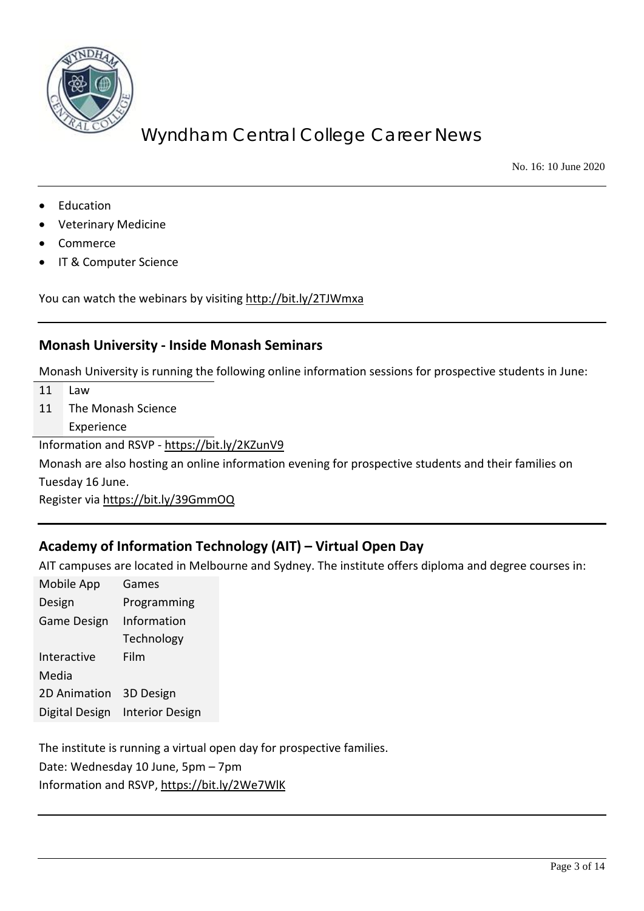- Education
- Veterinary Medicine
- Commerce
- IT & Computer Science

You can watch the webinars by visiting http://bit.ly/2TJWmxa

## Monash University - Inside Monash Seminars

Monash University is running the following online information sessions for prospective students in June:

| | |
|---|---|
| 11 | Law |
| 11 | The Monash Science Experience |

Information and RSVP - https://bit.ly/2KZunV9

Monash are also hosting an online information evening for prospective students and their families on Tuesday 16 June.

Register via https://bit.ly/39GmmOQ

## Academy of Information Technology (AIT) – Virtual Open Day

AIT campuses are located in Melbourne and Sydney. The institute offers diploma and degree courses in:

| | |
|---|---|
| Mobile App Design | Games Programming |
| Game Design | Information Technology |
| Interactive Media | Film |
| 2D Animation | 3D Design |
| Digital Design | Interior Design |

The institute is running a virtual open day for prospective families.

Date: Wednesday 10 June, 5pm – 7pm

Information and RSVP, https://bit.ly/2We7WlK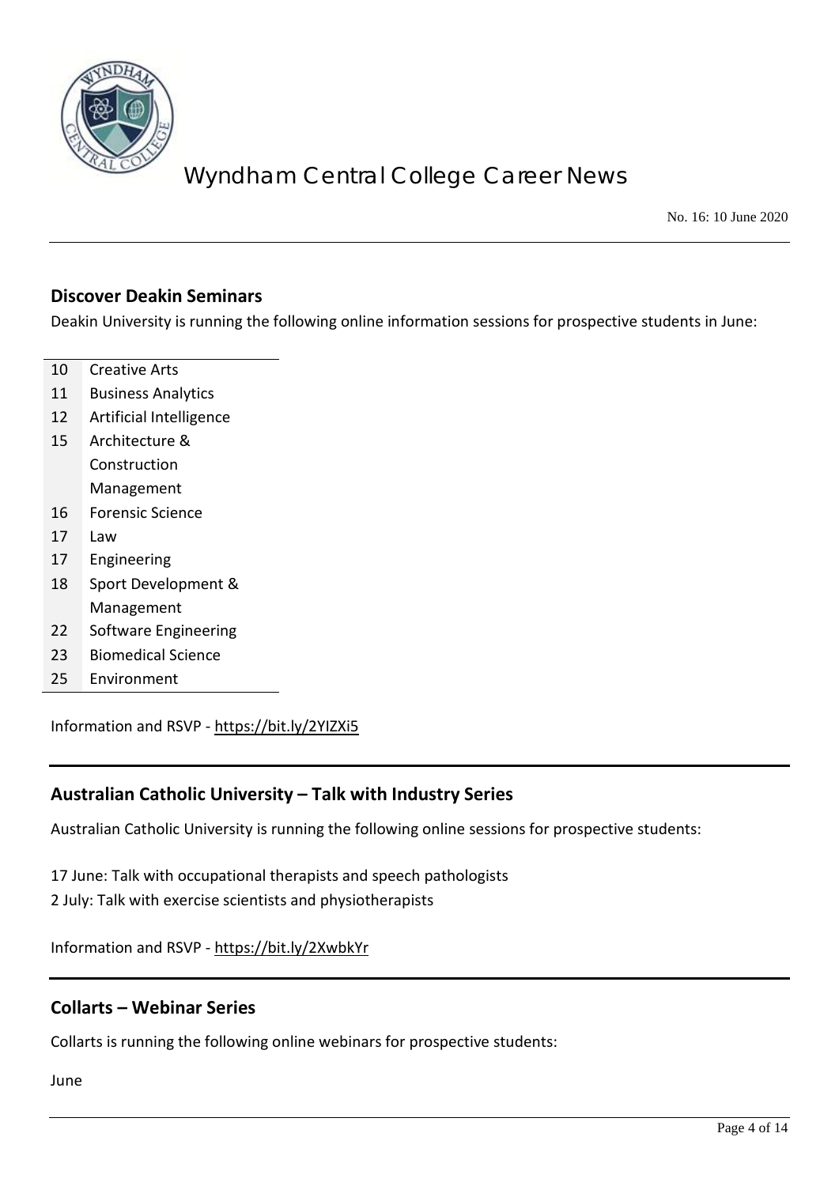## Discover Deakin Seminars

Deakin University is running the following online information sessions for prospective students in June:

| | |
|---|---|
| 10 | Creative Arts |
| 11 | Business Analytics |
| 12 | Artificial Intelligence |
| 15 | Architecture & Construction Management |
| 16 | Forensic Science |
| 17 | Law |
| 17 | Engineering |
| 18 | Sport Development & Management |
| 22 | Software Engineering |
| 23 | Biomedical Science |
| 25 | Environment |

Information and RSVP - https://bit.ly/2YlZXi5

## Australian Catholic University – Talk with Industry Series

Australian Catholic University is running the following online sessions for prospective students:

17 June: Talk with occupational therapists and speech pathologists
2 July: Talk with exercise scientists and physiotherapists

Information and RSVP - https://bit.ly/2XwbkYr

## Collarts – Webinar Series

Collarts is running the following online webinars for prospective students:

June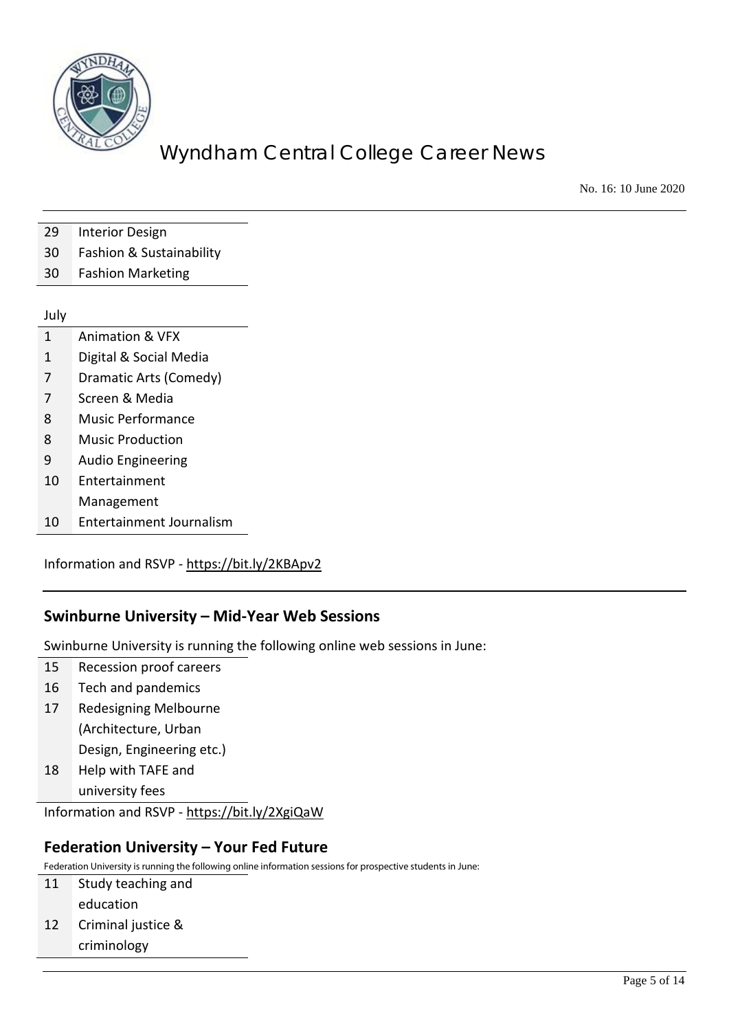| | |
|---|---|
| 29 | Interior Design |
| 30 | Fashion & Sustainability |
| 30 | Fashion Marketing |

July

| | |
|---|---|
| 1 | Animation & VFX |
| 1 | Digital & Social Media |
| 7 | Dramatic Arts (Comedy) |
| 7 | Screen & Media |
| 8 | Music Performance |
| 8 | Music Production |
| 9 | Audio Engineering |
| 10 | Entertainment Management |
| 10 | Entertainment Journalism |

Information and RSVP - https://bit.ly/2KBApv2

---

## Swinburne University – Mid-Year Web Sessions

Swinburne University is running the following online web sessions in June:

| | |
|---|---|
| 15 | Recession proof careers |
| 16 | Tech and pandemics |
| 17 | Redesigning Melbourne (Architecture, Urban Design, Engineering etc.) |
| 18 | Help with TAFE and university fees |

Information and RSVP - https://bit.ly/2XgiQaW

## Federation University – Your Fed Future

Federation University is running the following online information sessions for prospective students in June:

| | |
|---|---|
| 11 | Study teaching and education |
| 12 | Criminal justice & criminology |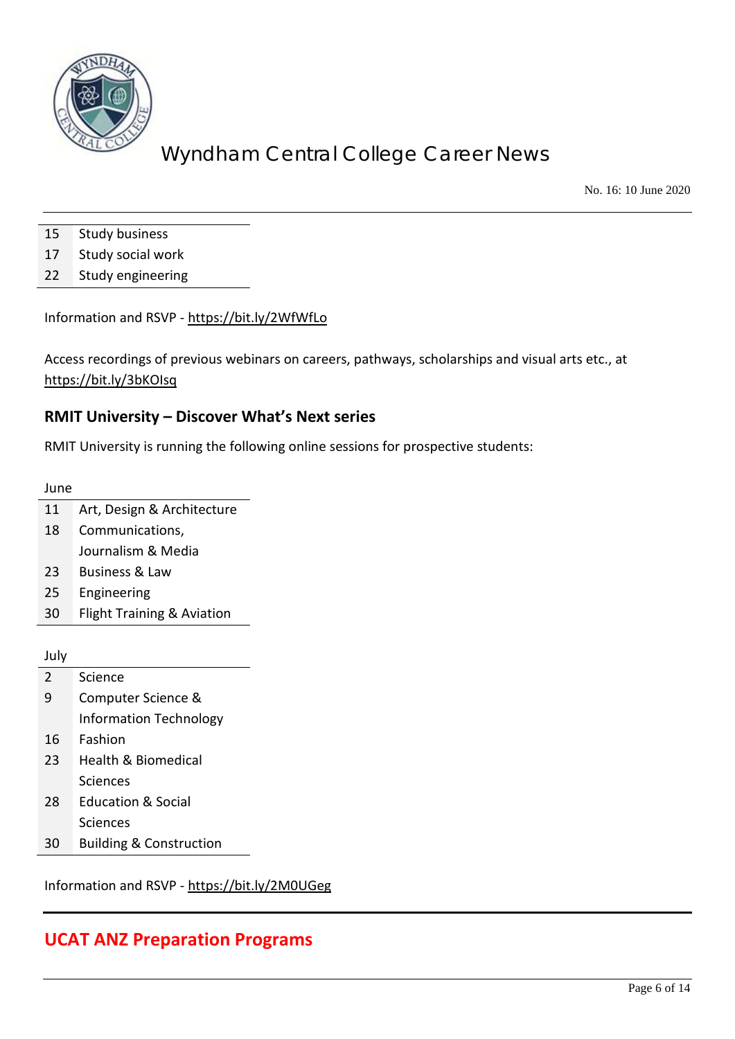| | |
|---|---|
| 15 | Study business |
| 17 | Study social work |
| 22 | Study engineering |

Information and RSVP - https://bit.ly/2WfWfLo

Access recordings of previous webinars on careers, pathways, scholarships and visual arts etc., at https://bit.ly/3bKOIsq

### RMIT University – Discover What's Next series

RMIT University is running the following online sessions for prospective students:

| June | |
|---|---|
| 11 | Art, Design & Architecture |
| 18 | Communications, Journalism & Media |
| 23 | Business & Law |
| 25 | Engineering |
| 30 | Flight Training & Aviation |

| July | |
|---|---|
| 2 | Science |
| 9 | Computer Science & Information Technology |
| 16 | Fashion |
| 23 | Health & Biomedical Sciences |
| 28 | Education & Social Sciences |
| 30 | Building & Construction |

Information and RSVP - https://bit.ly/2M0UGeg

## UCAT ANZ Preparation Programs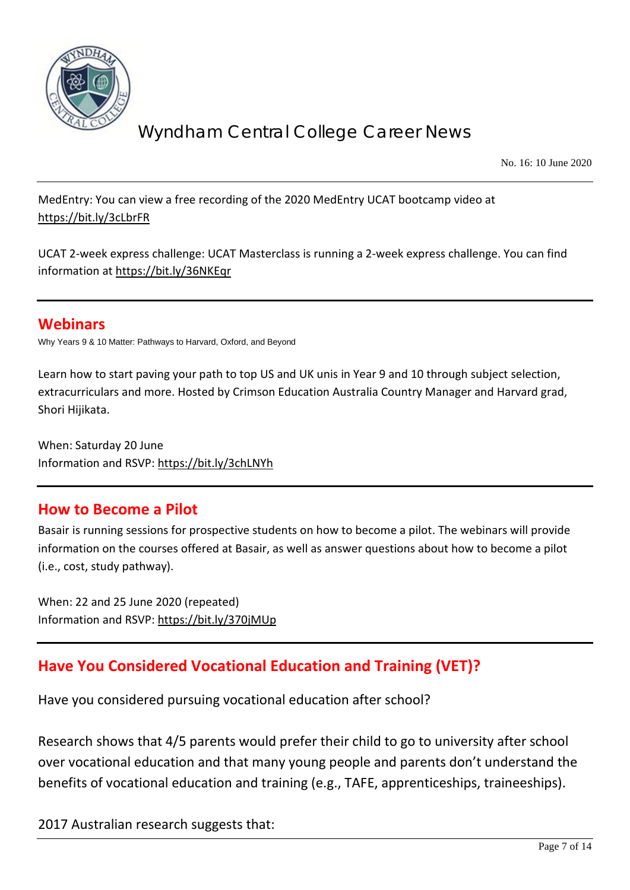MedEntry: You can view a free recording of the 2020 MedEntry UCAT bootcamp video at https://bit.ly/3cLbrFR

UCAT 2-week express challenge: UCAT Masterclass is running a 2-week express challenge. You can find information at https://bit.ly/36NKEqr

## Webinars

Why Years 9 & 10 Matter: Pathways to Harvard, Oxford, and Beyond

Learn how to start paving your path to top US and UK unis in Year 9 and 10 through subject selection, extracurriculars and more. Hosted by Crimson Education Australia Country Manager and Harvard grad, Shori Hijikata.

When: Saturday 20 June
Information and RSVP: https://bit.ly/3chLNYh

## How to Become a Pilot

Basair is running sessions for prospective students on how to become a pilot. The webinars will provide information on the courses offered at Basair, as well as answer questions about how to become a pilot (i.e., cost, study pathway).

When: 22 and 25 June 2020 (repeated)
Information and RSVP: https://bit.ly/370jMUp

## Have You Considered Vocational Education and Training (VET)?

Have you considered pursuing vocational education after school?

Research shows that 4/5 parents would prefer their child to go to university after school over vocational education and that many young people and parents don't understand the benefits of vocational education and training (e.g., TAFE, apprenticeships, traineeships).

2017 Australian research suggests that: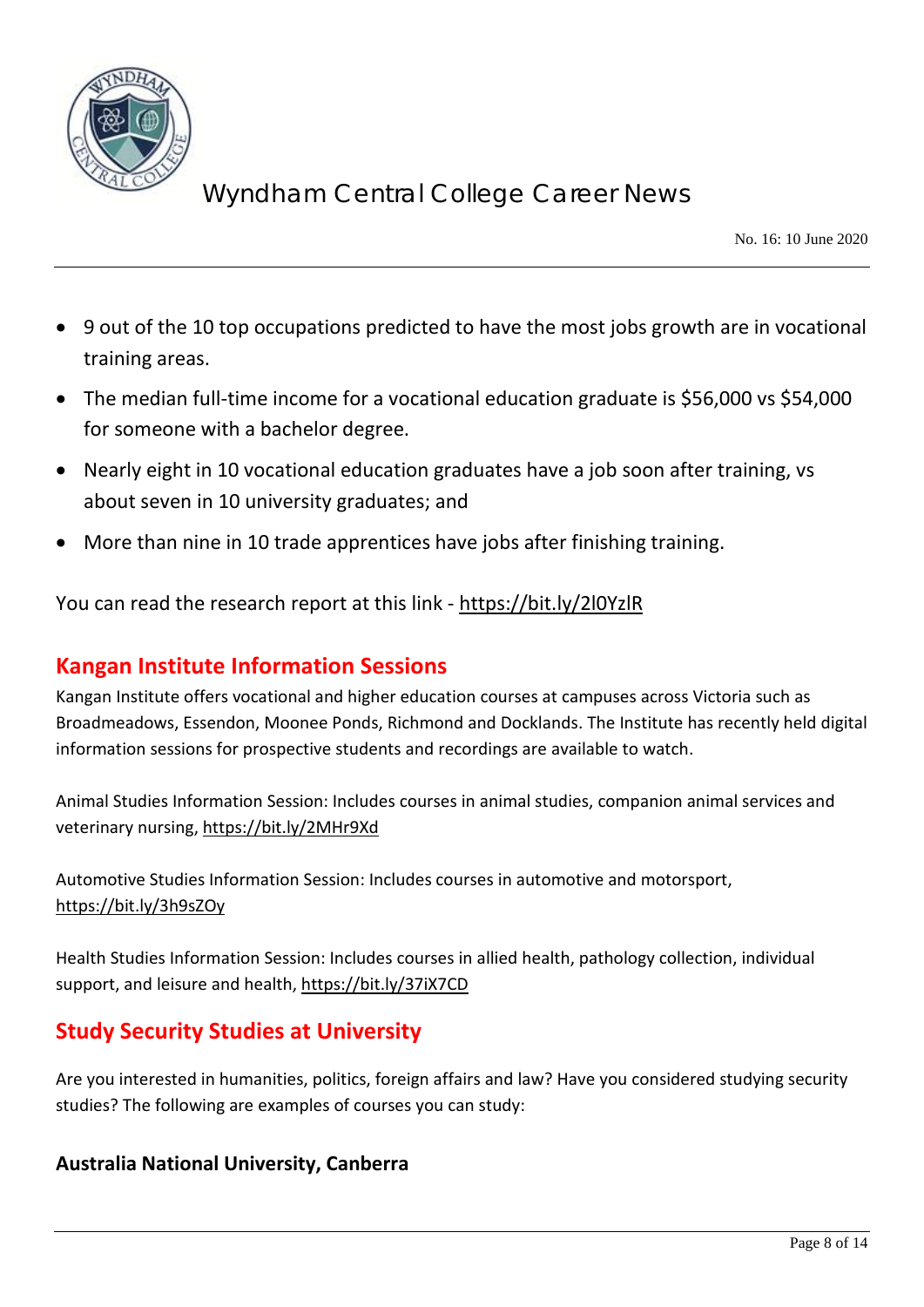- 9 out of the 10 top occupations predicted to have the most jobs growth are in vocational training areas.
- The median full-time income for a vocational education graduate is $56,000 vs $54,000 for someone with a bachelor degree.
- Nearly eight in 10 vocational education graduates have a job soon after training, vs about seven in 10 university graduates; and
- More than nine in 10 trade apprentices have jobs after finishing training.

You can read the research report at this link - https://bit.ly/2l0YzlR

## Kangan Institute Information Sessions

Kangan Institute offers vocational and higher education courses at campuses across Victoria such as Broadmeadows, Essendon, Moonee Ponds, Richmond and Docklands. The Institute has recently held digital information sessions for prospective students and recordings are available to watch.

Animal Studies Information Session: Includes courses in animal studies, companion animal services and veterinary nursing, https://bit.ly/2MHr9Xd

Automotive Studies Information Session: Includes courses in automotive and motorsport, https://bit.ly/3h9sZOy

Health Studies Information Session: Includes courses in allied health, pathology collection, individual support, and leisure and health, https://bit.ly/37iX7CD

## Study Security Studies at University

Are you interested in humanities, politics, foreign affairs and law? Have you considered studying security studies? The following are examples of courses you can study:

**Australia National University, Canberra**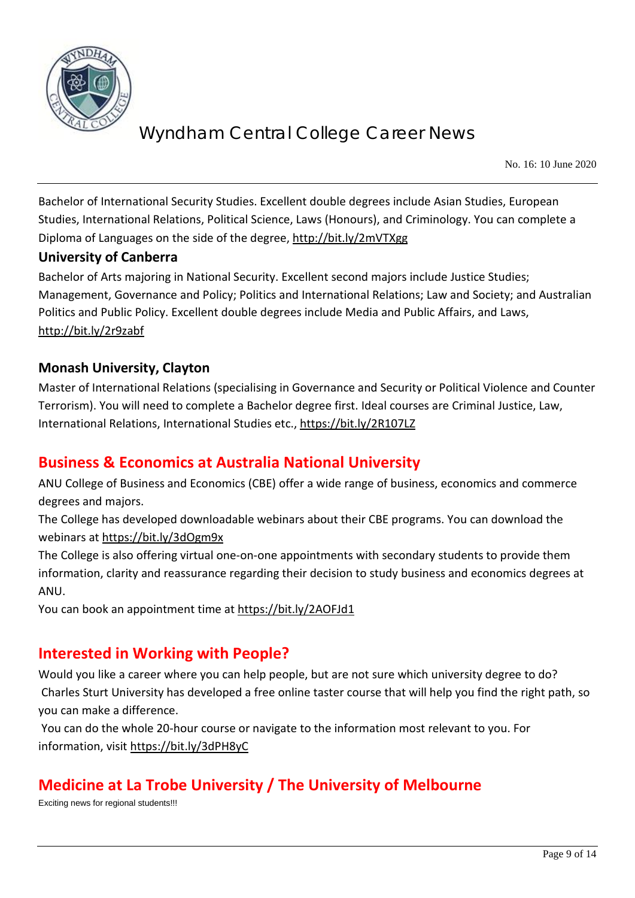Bachelor of International Security Studies. Excellent double degrees include Asian Studies, European Studies, International Relations, Political Science, Laws (Honours), and Criminology. You can complete a Diploma of Languages on the side of the degree, http://bit.ly/2mVTXgg

### University of Canberra

Bachelor of Arts majoring in National Security. Excellent second majors include Justice Studies; Management, Governance and Policy; Politics and International Relations; Law and Society; and Australian Politics and Public Policy. Excellent double degrees include Media and Public Affairs, and Laws, http://bit.ly/2r9zabf

### Monash University, Clayton

Master of International Relations (specialising in Governance and Security or Political Violence and Counter Terrorism). You will need to complete a Bachelor degree first. Ideal courses are Criminal Justice, Law, International Relations, International Studies etc., https://bit.ly/2R107LZ

## Business & Economics at Australia National University

ANU College of Business and Economics (CBE) offer a wide range of business, economics and commerce degrees and majors.

The College has developed downloadable webinars about their CBE programs. You can download the webinars at https://bit.ly/3dOgm9x

The College is also offering virtual one-on-one appointments with secondary students to provide them information, clarity and reassurance regarding their decision to study business and economics degrees at ANU.

You can book an appointment time at https://bit.ly/2AOFJd1

## Interested in Working with People?

Would you like a career where you can help people, but are not sure which university degree to do?

Charles Sturt University has developed a free online taster course that will help you find the right path, so you can make a difference.

You can do the whole 20-hour course or navigate to the information most relevant to you. For information, visit https://bit.ly/3dPH8yC

## Medicine at La Trobe University / The University of Melbourne

Exciting news for regional students!!!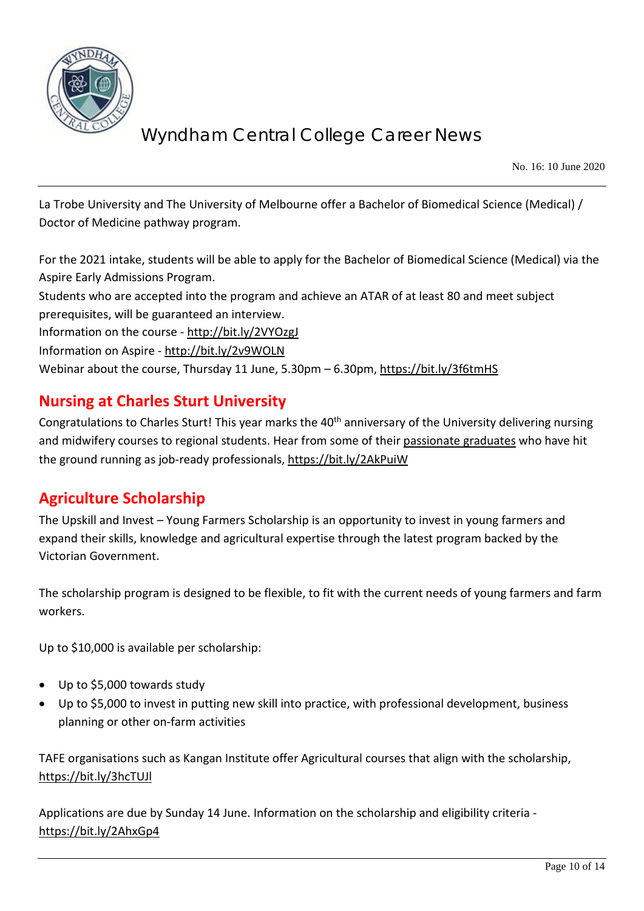La Trobe University and The University of Melbourne offer a Bachelor of Biomedical Science (Medical) / Doctor of Medicine pathway program.

For the 2021 intake, students will be able to apply for the Bachelor of Biomedical Science (Medical) via the Aspire Early Admissions Program.

Students who are accepted into the program and achieve an ATAR of at least 80 and meet subject prerequisites, will be guaranteed an interview.

Information on the course - http://bit.ly/2VYOzgJ

Information on Aspire - http://bit.ly/2v9WOLN

Webinar about the course, Thursday 11 June, 5.30pm – 6.30pm, https://bit.ly/3f6tmHS

## Nursing at Charles Sturt University

Congratulations to Charles Sturt! This year marks the 40th anniversary of the University delivering nursing and midwifery courses to regional students. Hear from some of their passionate graduates who have hit the ground running as job-ready professionals, https://bit.ly/2AkPuiW

## Agriculture Scholarship

The Upskill and Invest – Young Farmers Scholarship is an opportunity to invest in young farmers and expand their skills, knowledge and agricultural expertise through the latest program backed by the Victorian Government.

The scholarship program is designed to be flexible, to fit with the current needs of young farmers and farm workers.

Up to $10,000 is available per scholarship:

- Up to $5,000 towards study
- Up to $5,000 to invest in putting new skill into practice, with professional development, business planning or other on-farm activities

TAFE organisations such as Kangan Institute offer Agricultural courses that align with the scholarship, https://bit.ly/3hcTUJl

Applications are due by Sunday 14 June. Information on the scholarship and eligibility criteria - https://bit.ly/2AhxGp4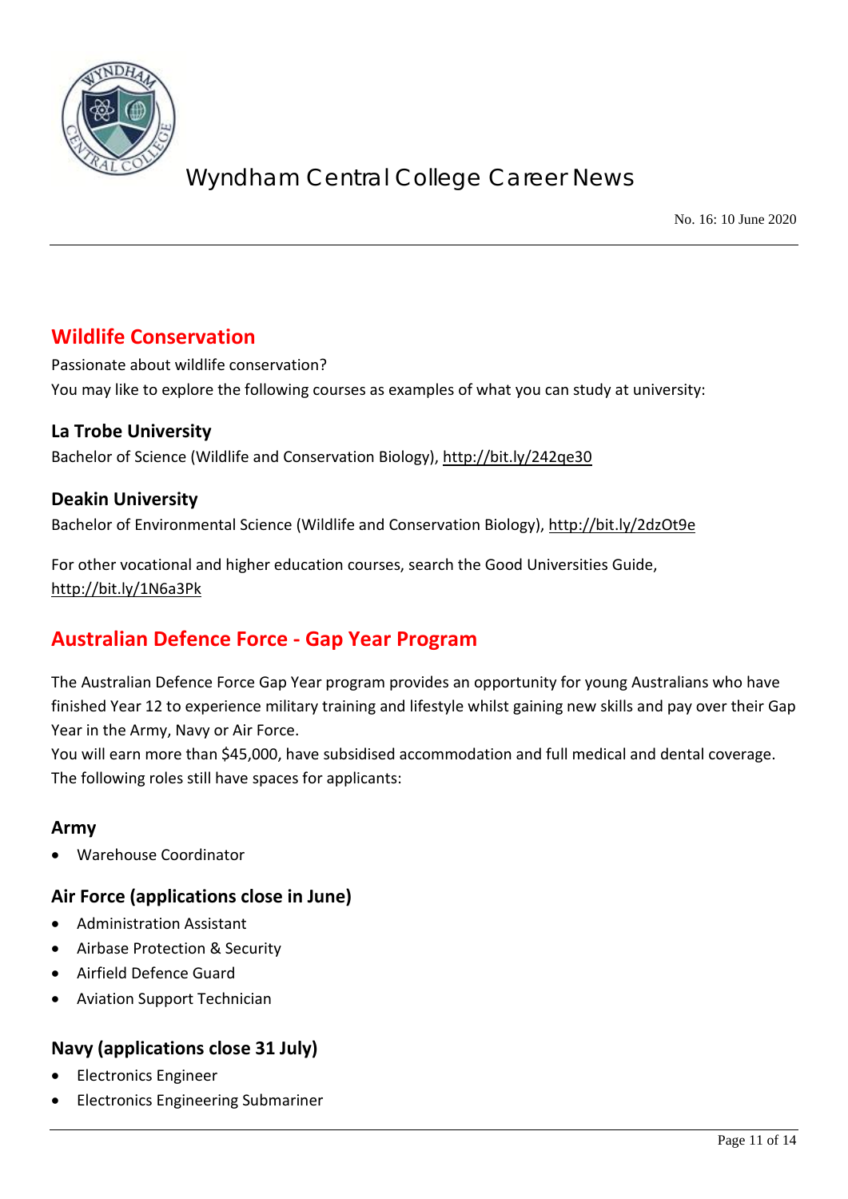## Wildlife Conservation

Passionate about wildlife conservation?
You may like to explore the following courses as examples of what you can study at university:

### La Trobe University

Bachelor of Science (Wildlife and Conservation Biology), http://bit.ly/242qe30

### Deakin University

Bachelor of Environmental Science (Wildlife and Conservation Biology), http://bit.ly/2dzOt9e

For other vocational and higher education courses, search the Good Universities Guide, http://bit.ly/1N6a3Pk

## Australian Defence Force - Gap Year Program

The Australian Defence Force Gap Year program provides an opportunity for young Australians who have finished Year 12 to experience military training and lifestyle whilst gaining new skills and pay over their Gap Year in the Army, Navy or Air Force.
You will earn more than $45,000, have subsidised accommodation and full medical and dental coverage.
The following roles still have spaces for applicants:

### Army

- Warehouse Coordinator

### Air Force (applications close in June)

- Administration Assistant
- Airbase Protection & Security
- Airfield Defence Guard
- Aviation Support Technician

### Navy (applications close 31 July)

- Electronics Engineer
- Electronics Engineering Submariner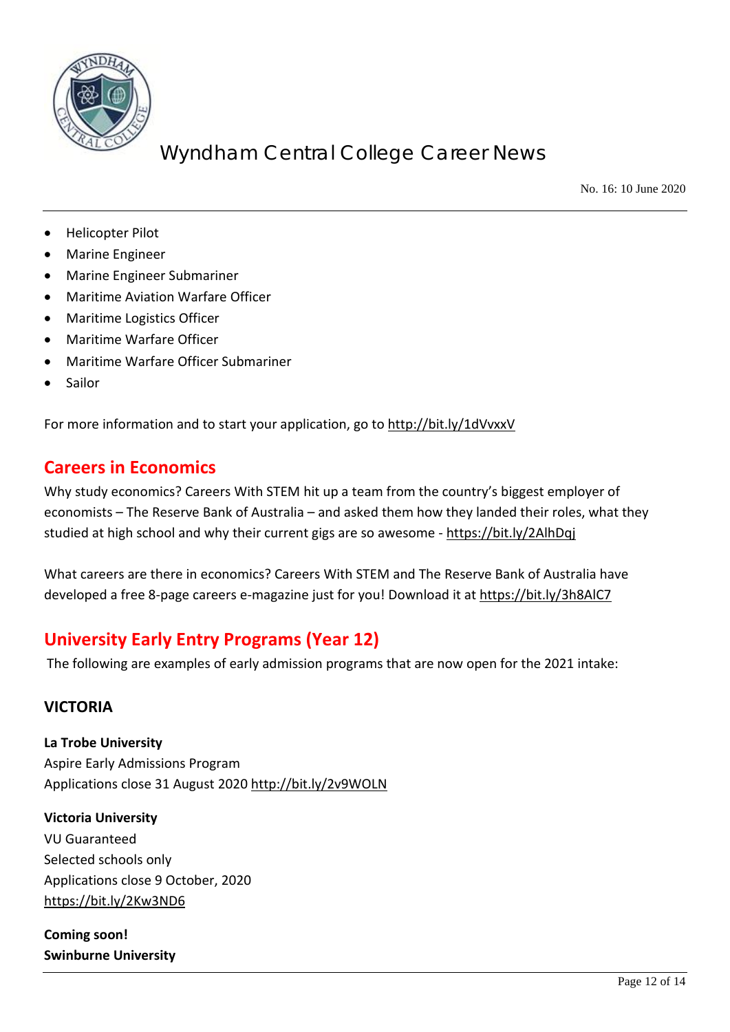- Helicopter Pilot
- Marine Engineer
- Marine Engineer Submariner
- Maritime Aviation Warfare Officer
- Maritime Logistics Officer
- Maritime Warfare Officer
- Maritime Warfare Officer Submariner
- Sailor

For more information and to start your application, go to http://bit.ly/1dVvxxV

## Careers in Economics

Why study economics? Careers With STEM hit up a team from the country's biggest employer of economists – The Reserve Bank of Australia – and asked them how they landed their roles, what they studied at high school and why their current gigs are so awesome - https://bit.ly/2AlhDqj

What careers are there in economics? Careers With STEM and The Reserve Bank of Australia have developed a free 8-page careers e-magazine just for you! Download it at https://bit.ly/3h8AlC7

## University Early Entry Programs (Year 12)

The following are examples of early admission programs that are now open for the 2021 intake:

### VICTORIA

**La Trobe University**
Aspire Early Admissions Program
Applications close 31 August 2020 http://bit.ly/2v9WOLN

**Victoria University**
VU Guaranteed
Selected schools only
Applications close 9 October, 2020
https://bit.ly/2Kw3ND6

**Coming soon!**
**Swinburne University**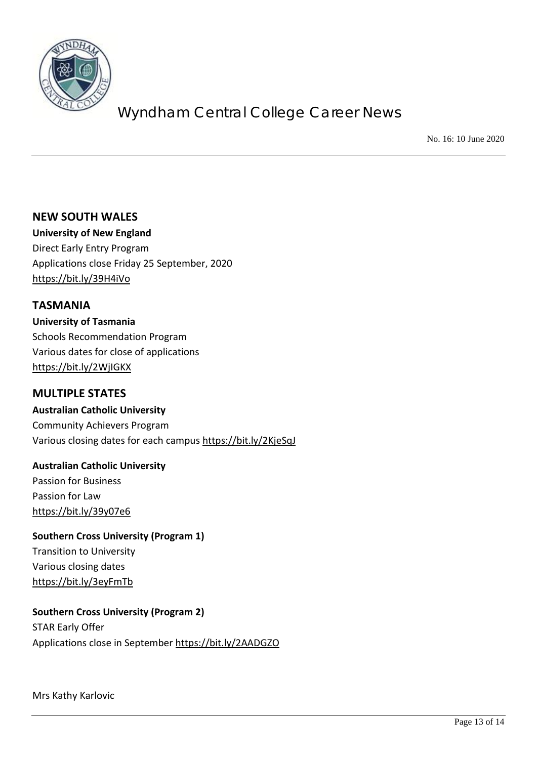## NEW SOUTH WALES

**University of New England**
Direct Early Entry Program
Applications close Friday 25 September, 2020
https://bit.ly/39H4iVo

## TASMANIA

**University of Tasmania**
Schools Recommendation Program
Various dates for close of applications
https://bit.ly/2WjIGKX

## MULTIPLE STATES

**Australian Catholic University**
Community Achievers Program
Various closing dates for each campus https://bit.ly/2KjeSqJ

**Australian Catholic University**
Passion for Business
Passion for Law
https://bit.ly/39y07e6

**Southern Cross University (Program 1)**
Transition to University
Various closing dates
https://bit.ly/3eyFmTb

**Southern Cross University (Program 2)**
STAR Early Offer
Applications close in September https://bit.ly/2AADGZO

Mrs Kathy Karlovic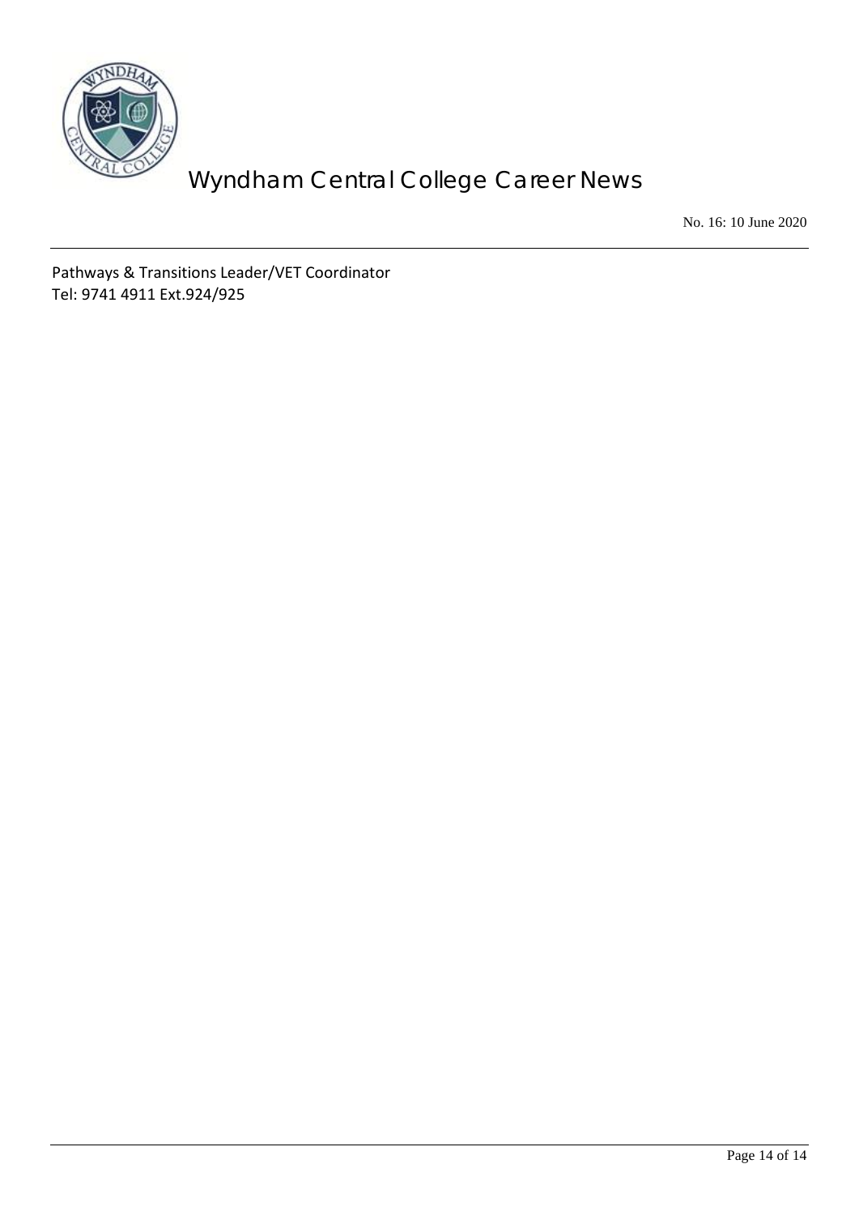Pathways & Transitions Leader/VET Coordinator
Tel: 9741 4911 Ext.924/925